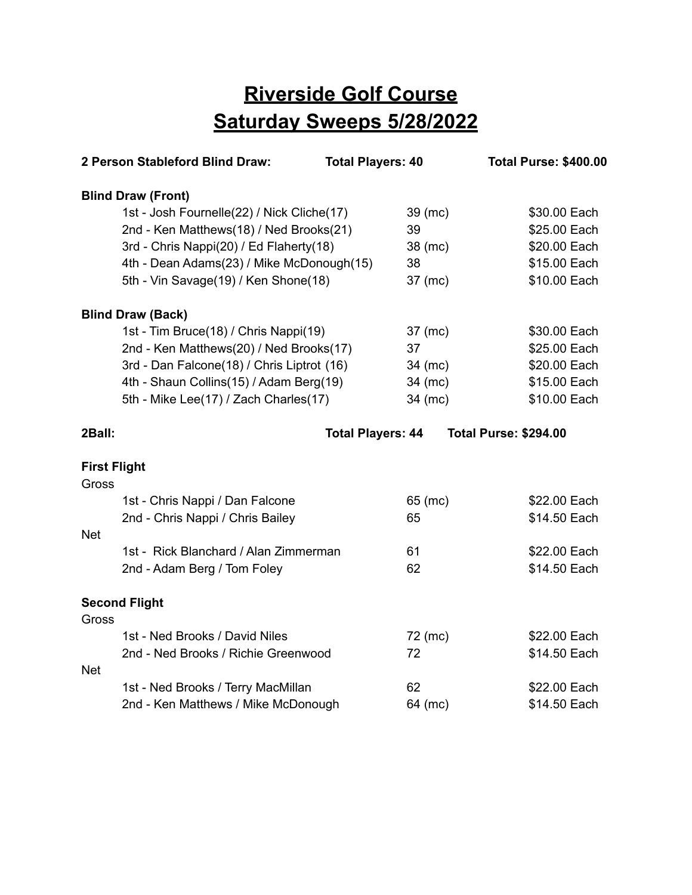# Riverside Golf Course
# Saturday Sweeps 5/28/2022

**2 Person Stableford Blind Draw:** **Total Players: 40** **Total Purse: $400.00**

**Blind Draw (Front)**

| Place | Team | Score | Payout |
|---|---|---|---|
| 1st | Josh Fournelle(22) / Nick Cliche(17) | 39 (mc) | $30.00 Each |
| 2nd | Ken Matthews(18) / Ned Brooks(21) | 39 | $25.00 Each |
| 3rd | Chris Nappi(20) / Ed Flaherty(18) | 38 (mc) | $20.00 Each |
| 4th | Dean Adams(23) / Mike McDonough(15) | 38 | $15.00 Each |
| 5th | Vin Savage(19) / Ken Shone(18) | 37 (mc) | $10.00 Each |

**Blind Draw (Back)**

| Place | Team | Score | Payout |
|---|---|---|---|
| 1st | Tim Bruce(18) / Chris Nappi(19) | 37 (mc) | $30.00 Each |
| 2nd | Ken Matthews(20) / Ned Brooks(17) | 37 | $25.00 Each |
| 3rd | Dan Falcone(18) / Chris Liptrot (16) | 34 (mc) | $20.00 Each |
| 4th | Shaun Collins(15) / Adam Berg(19) | 34 (mc) | $15.00 Each |
| 5th | Mike Lee(17) / Zach Charles(17) | 34 (mc) | $10.00 Each |

**2Ball:** **Total Players: 44** **Total Purse: $294.00**

**First Flight**

Gross

| Place | Team | Score | Payout |
|---|---|---|---|
| 1st | Chris Nappi / Dan Falcone | 65 (mc) | $22.00 Each |
| 2nd | Chris Nappi / Chris Bailey | 65 | $14.50 Each |

Net

| Place | Team | Score | Payout |
|---|---|---|---|
| 1st | Rick Blanchard / Alan Zimmerman | 61 | $22.00 Each |
| 2nd | Adam Berg / Tom Foley | 62 | $14.50 Each |

**Second Flight**

Gross

| Place | Team | Score | Payout |
|---|---|---|---|
| 1st | Ned Brooks / David Niles | 72 (mc) | $22.00 Each |
| 2nd | Ned Brooks / Richie Greenwood | 72 | $14.50 Each |

Net

| Place | Team | Score | Payout |
|---|---|---|---|
| 1st | Ned Brooks / Terry MacMillan | 62 | $22.00 Each |
| 2nd | Ken Matthews / Mike McDonough | 64 (mc) | $14.50 Each |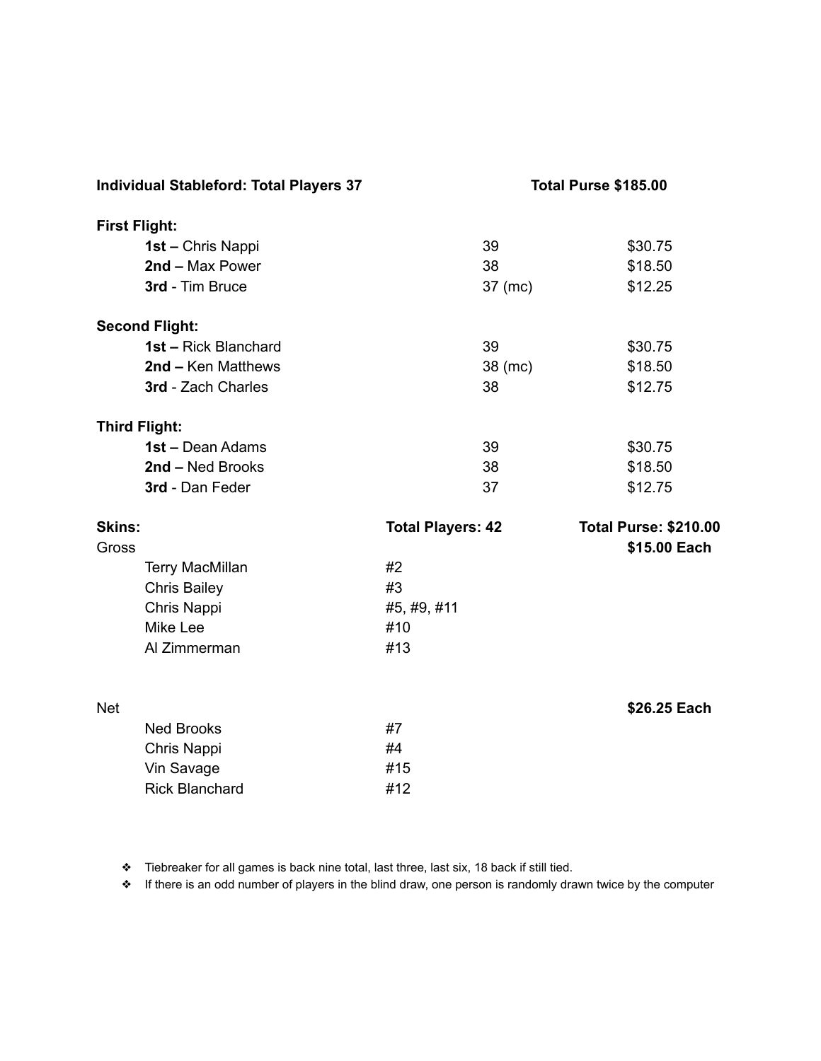| **Individual Stableford: Total Players 37** | | **Total Purse $185.00** |
|---|---|---|
| **First Flight:** | | |
| **1st –** Chris Nappi | 39 | $30.75 |
| **2nd –** Max Power | 38 | $18.50 |
| **3rd** - Tim Bruce | 37 (mc) | $12.25 |
| **Second Flight:** | | |
| **1st –** Rick Blanchard | 39 | $30.75 |
| **2nd –** Ken Matthews | 38 (mc) | $18.50 |
| **3rd** - Zach Charles | 38 | $12.75 |
| **Third Flight:** | | |
| **1st –** Dean Adams | 39 | $30.75 |
| **2nd –** Ned Brooks | 38 | $18.50 |
| **3rd** - Dan Feder | 37 | $12.75 |

| **Skins:** | **Total Players: 42** | **Total Purse: $210.00** |
|---|---|---|
| Gross | | **$15.00 Each** |
| Terry MacMillan | #2 | |
| Chris Bailey | #3 | |
| Chris Nappi | #5, #9, #11 | |
| Mike Lee | #10 | |
| Al Zimmerman | #13 | |
| Net | | **$26.25 Each** |
| Ned Brooks | #7 | |
| Chris Nappi | #4 | |
| Vin Savage | #15 | |
| Rick Blanchard | #12 | |

- Tiebreaker for all games is back nine total, last three, last six, 18 back if still tied.
- If there is an odd number of players in the blind draw, one person is randomly drawn twice by the computer